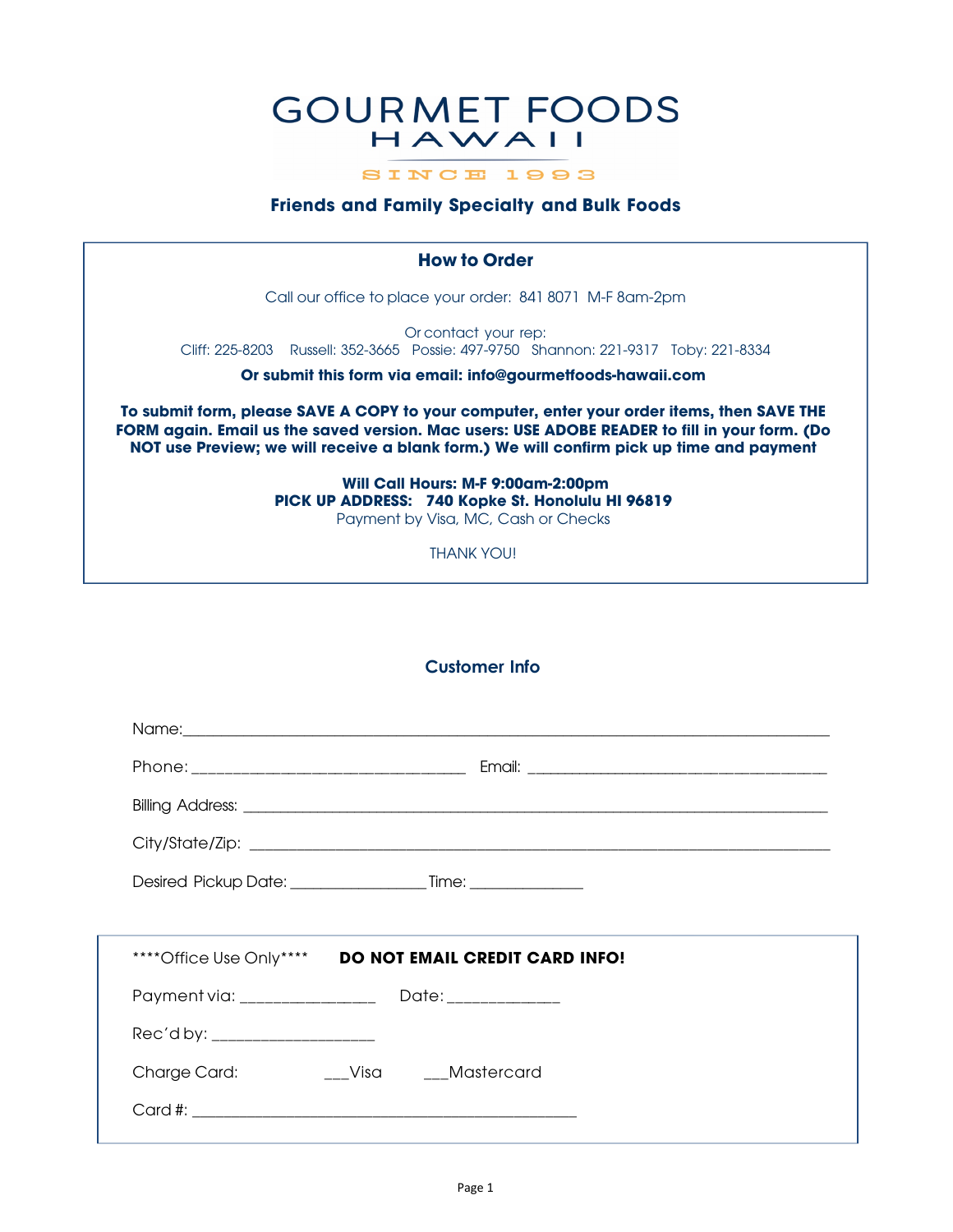# GOURMET FOODS HAWAII

SINCE 1993

## Friends and Family Specialty and Bulk Foods

### How to Order

Call our office to place your order: 841 8071 M-F 8am-2pm

Or contact your rep:
Cliff: 225-8203 Russell: 352-3665 Possie: 497-9750 Shannon: 221-9317 Toby: 221-8334

**Or submit this form via email: info@gourmetfoods-hawaii.com**

**To submit form, please SAVE A COPY to your computer, enter your order items, then SAVE THE FORM again. Email us the saved version. Mac users: USE ADOBE READER to fill in your form. (Do NOT use Preview; we will receive a blank form.) We will confirm pick up time and payment**

**Will Call Hours: M-F 9:00am-2:00pm**
**PICK UP ADDRESS: 740 Kopke St. Honolulu HI 96819**
Payment by Visa, MC, Cash or Checks

THANK YOU!

### Customer Info

Name:___________________________________________________________________________

Phone: ______________________________ Email: _________________________________

Billing Address: _________________________________________________________________

City/State/Zip: __________________________________________________________________

Desired Pickup Date: _______________ Time: _____________

****Office Use Only**** **DO NOT EMAIL CREDIT CARD INFO!**

Payment via: ______________ Date: ____________

Rec'd by: _________________

Charge Card: ___Visa ___Mastercard

Card #: __________________________________________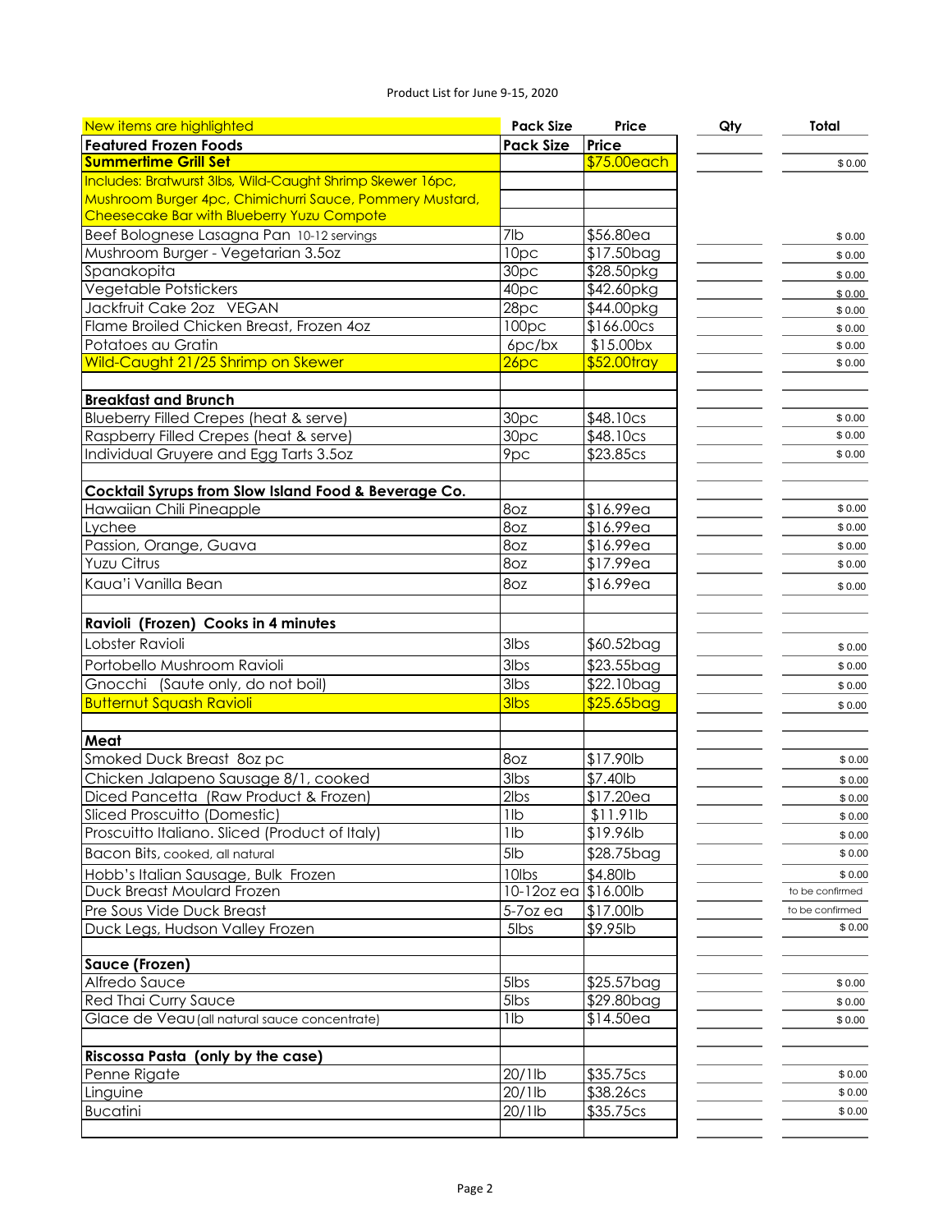Product List for June 9-15, 2020

| New items are highlighted | Pack Size | Price | Qty | Total |
|---|---|---|---|---|
| **Featured Frozen Foods** | **Pack Size** | **Price** | | |
| **Summertime Grill Set** | | $75.00each | | $ 0.00 |
| Includes: Bratwurst 3lbs, Wild-Caught Shrimp Skewer 16pc, Mushroom Burger 4pc, Chimichurri Sauce, Pommery Mustard, Cheesecake Bar with Blueberry Yuzu Compote | | | | |
| Beef Bolognese Lasagna Pan 10-12 servings | 7lb | $56.80ea | | $ 0.00 |
| Mushroom Burger - Vegetarian 3.5oz | 10pc | $17.50bag | | $ 0.00 |
| Spanakopita | 30pc | $28.50pkg | | $ 0.00 |
| Vegetable Potstickers | 40pc | $42.60pkg | | $ 0.00 |
| Jackfruit Cake 2oz VEGAN | 28pc | $44.00pkg | | $ 0.00 |
| Flame Broiled Chicken Breast, Frozen 4oz | 100pc | $166.00cs | | $ 0.00 |
| Potatoes au Gratin | 6pc/bx | $15.00bx | | $ 0.00 |
| Wild-Caught 21/25 Shrimp on Skewer | 26pc | $52.00tray | | $ 0.00 |
| | | | | |
| **Breakfast and Brunch** | | | | |
| Blueberry Filled Crepes (heat & serve) | 30pc | $48.10cs | | $ 0.00 |
| Raspberry Filled Crepes (heat & serve) | 30pc | $48.10cs | | $ 0.00 |
| Individual Gruyere and Egg Tarts 3.5oz | 9pc | $23.85cs | | $ 0.00 |
| | | | | |
| **Cocktail Syrups from Slow Island Food & Beverage Co.** | | | | |
| Hawaiian Chili Pineapple | 8oz | $16.99ea | | $ 0.00 |
| Lychee | 8oz | $16.99ea | | $ 0.00 |
| Passion, Orange, Guava | 8oz | $16.99ea | | $ 0.00 |
| Yuzu Citrus | 8oz | $17.99ea | | $ 0.00 |
| Kaua'i Vanilla Bean | 8oz | $16.99ea | | $ 0.00 |
| | | | | |
| **Ravioli (Frozen) Cooks in 4 minutes** | | | | |
| Lobster Ravioli | 3lbs | $60.52bag | | $ 0.00 |
| Portobello Mushroom Ravioli | 3lbs | $23.55bag | | $ 0.00 |
| Gnocchi (Saute only, do not boil) | 3lbs | $22.10bag | | $ 0.00 |
| Butternut Squash Ravioli | 3lbs | $25.65bag | | $ 0.00 |
| | | | | |
| **Meat** | | | | |
| Smoked Duck Breast 8oz pc | 8oz | $17.90lb | | $ 0.00 |
| Chicken Jalapeno Sausage 8/1, cooked | 3lbs | $7.40lb | | $ 0.00 |
| Diced Pancetta (Raw Product & Frozen) | 2lbs | $17.20ea | | $ 0.00 |
| Sliced Proscuitto (Domestic) | 1lb | $11.91lb | | $ 0.00 |
| Proscuitto Italiano. Sliced (Product of Italy) | 1lb | $19.96lb | | $ 0.00 |
| Bacon Bits, cooked, all natural | 5lb | $28.75bag | | $ 0.00 |
| Hobb's Italian Sausage, Bulk Frozen | 10lbs | $4.80lb | | $ 0.00 |
| Duck Breast Moulard Frozen | 10-12oz ea | $16.00lb | | to be confirmed |
| Pre Sous Vide Duck Breast | 5-7oz ea | $17.00lb | | to be confirmed |
| Duck Legs, Hudson Valley Frozen | 5lbs | $9.95lb | | $ 0.00 |
| | | | | |
| **Sauce (Frozen)** | | | | |
| Alfredo Sauce | 5lbs | $25.57bag | | $ 0.00 |
| Red Thai Curry Sauce | 5lbs | $29.80bag | | $ 0.00 |
| Glace de Veau (all natural sauce concentrate) | 1lb | $14.50ea | | $ 0.00 |
| | | | | |
| **Riscossa Pasta (only by the case)** | | | | |
| Penne Rigate | 20/1lb | $35.75cs | | $ 0.00 |
| Linguine | 20/1lb | $38.26cs | | $ 0.00 |
| Bucatini | 20/1lb | $35.75cs | | $ 0.00 |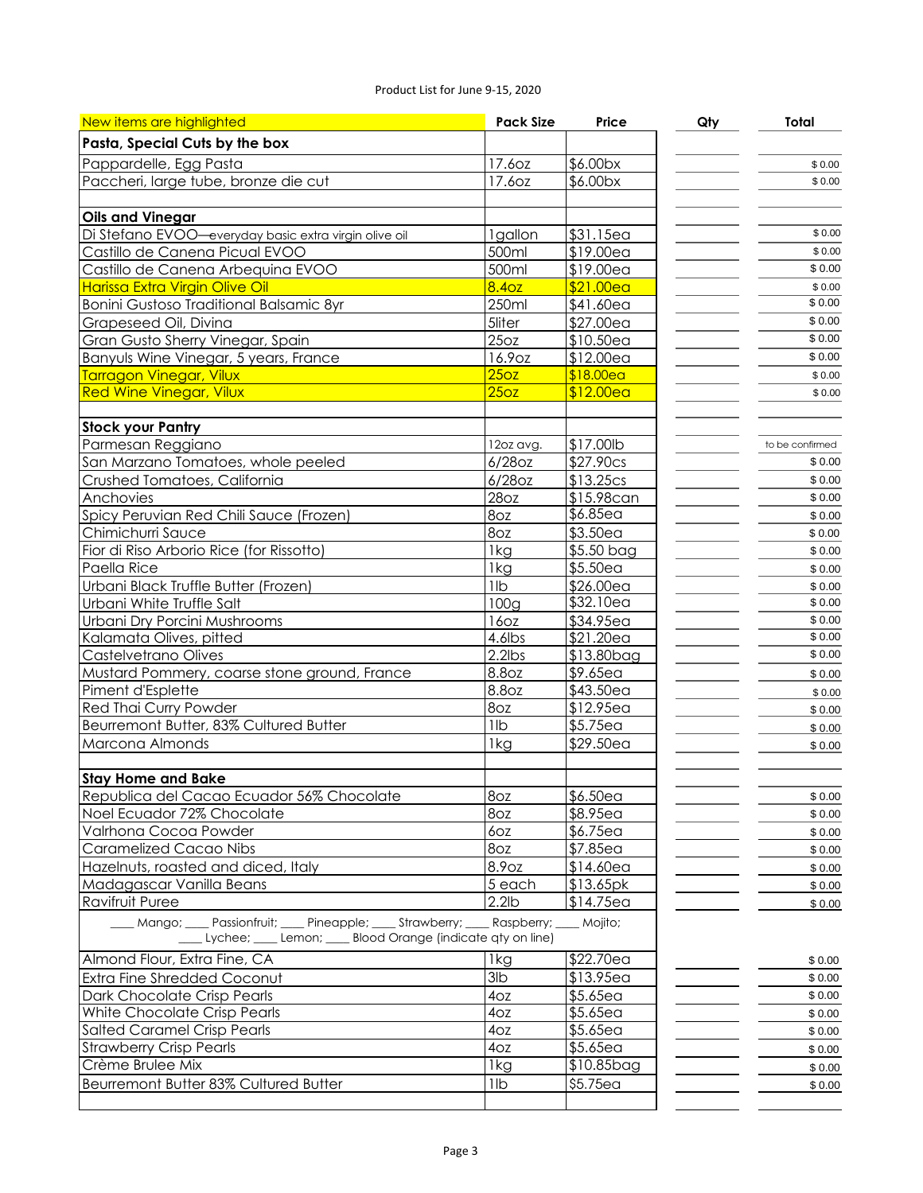Product List for June 9-15, 2020

| New items are highlighted | Pack Size | Price | Qty | Total |
|---|---|---|---|---|
| **Pasta, Special Cuts by the box** | | | | |
| Pappardelle, Egg Pasta | 17.6oz | $6.00bx | | $ 0.00 |
| Paccheri, large tube, bronze die cut | 17.6oz | $6.00bx | | $ 0.00 |
| | | | | |
| **Oils and Vinegar** | | | | |
| Di Stefano EVOO—everyday basic extra virgin olive oil | 1gallon | $31.15ea | | $ 0.00 |
| Castillo de Canena Picual EVOO | 500ml | $19.00ea | | $ 0.00 |
| Castillo de Canena Arbequina EVOO | 500ml | $19.00ea | | $ 0.00 |
| Harissa Extra Virgin Olive Oil | 8.4oz | $21.00ea | | $ 0.00 |
| Bonini Gustoso Traditional Balsamic 8yr | 250ml | $41.60ea | | $ 0.00 |
| Grapeseed Oil, Divina | 5liter | $27.00ea | | $ 0.00 |
| Gran Gusto Sherry Vinegar, Spain | 25oz | $10.50ea | | $ 0.00 |
| Banyuls Wine Vinegar, 5 years, France | 16.9oz | $12.00ea | | $ 0.00 |
| Tarragon Vinegar, Vilux | 25oz | $18.00ea | | $ 0.00 |
| Red Wine Vinegar, Vilux | 25oz | $12.00ea | | $ 0.00 |
| | | | | |
| **Stock your Pantry** | | | | |
| Parmesan Reggiano | 12oz avg. | $17.00lb | | to be confirmed |
| San Marzano Tomatoes, whole peeled | 6/28oz | $27.90cs | | $ 0.00 |
| Crushed Tomatoes, California | 6/28oz | $13.25cs | | $ 0.00 |
| Anchovies | 28oz | $15.98can | | $ 0.00 |
| Spicy Peruvian Red Chili Sauce (Frozen) | 8oz | $6.85ea | | $ 0.00 |
| Chimichurri Sauce | 8oz | $3.50ea | | $ 0.00 |
| Fior di Riso Arborio Rice (for Rissotto) | 1kg | $5.50 bag | | $ 0.00 |
| Paella Rice | 1kg | $5.50ea | | $ 0.00 |
| Urbani Black Truffle Butter (Frozen) | 1lb | $26.00ea | | $ 0.00 |
| Urbani White Truffle Salt | 100g | $32.10ea | | $ 0.00 |
| Urbani Dry Porcini Mushrooms | 16oz | $34.95ea | | $ 0.00 |
| Kalamata Olives, pitted | 4.6lbs | $21.20ea | | $ 0.00 |
| Castelvetrano Olives | 2.2lbs | $13.80bag | | $ 0.00 |
| Mustard Pommery, coarse stone ground, France | 8.8oz | $9.65ea | | $ 0.00 |
| Piment d'Esplette | 8.8oz | $43.50ea | | $ 0.00 |
| Red Thai Curry Powder | 8oz | $12.95ea | | $ 0.00 |
| Beurremont Butter, 83% Cultured Butter | 1lb | $5.75ea | | $ 0.00 |
| Marcona Almonds | 1kg | $29.50ea | | $ 0.00 |
| | | | | |
| **Stay Home and Bake** | | | | |
| Republica del Cacao Ecuador 56% Chocolate | 8oz | $6.50ea | | $ 0.00 |
| Noel Ecuador 72% Chocolate | 8oz | $8.95ea | | $ 0.00 |
| Valrhona Cocoa Powder | 6oz | $6.75ea | | $ 0.00 |
| Caramelized Cacao Nibs | 8oz | $7.85ea | | $ 0.00 |
| Hazelnuts, roasted and diced, Italy | 8.9oz | $14.60ea | | $ 0.00 |
| Madagascar Vanilla Beans | 5 each | $13.65pk | | $ 0.00 |
| Ravifruit Puree | 2.2lb | $14.75ea | | $ 0.00 |
| ____ Mango; ____ Passionfruit; ____ Pineapple; ____ Strawberry; ____ Raspberry; ____ Mojito; ____ Lychee; ____ Lemon; ____ Blood Orange (indicate qty on line) | | | | |
| Almond Flour, Extra Fine, CA | 1kg | $22.70ea | | $ 0.00 |
| Extra Fine Shredded Coconut | 3lb | $13.95ea | | $ 0.00 |
| Dark Chocolate Crisp Pearls | 4oz | $5.65ea | | $ 0.00 |
| White Chocolate Crisp Pearls | 4oz | $5.65ea | | $ 0.00 |
| Salted Caramel Crisp Pearls | 4oz | $5.65ea | | $ 0.00 |
| Strawberry Crisp Pearls | 4oz | $5.65ea | | $ 0.00 |
| Crème Brulee Mix | 1kg | $10.85bag | | $ 0.00 |
| Beurremont Butter 83% Cultured Butter | 1lb | $5.75ea | | $ 0.00 |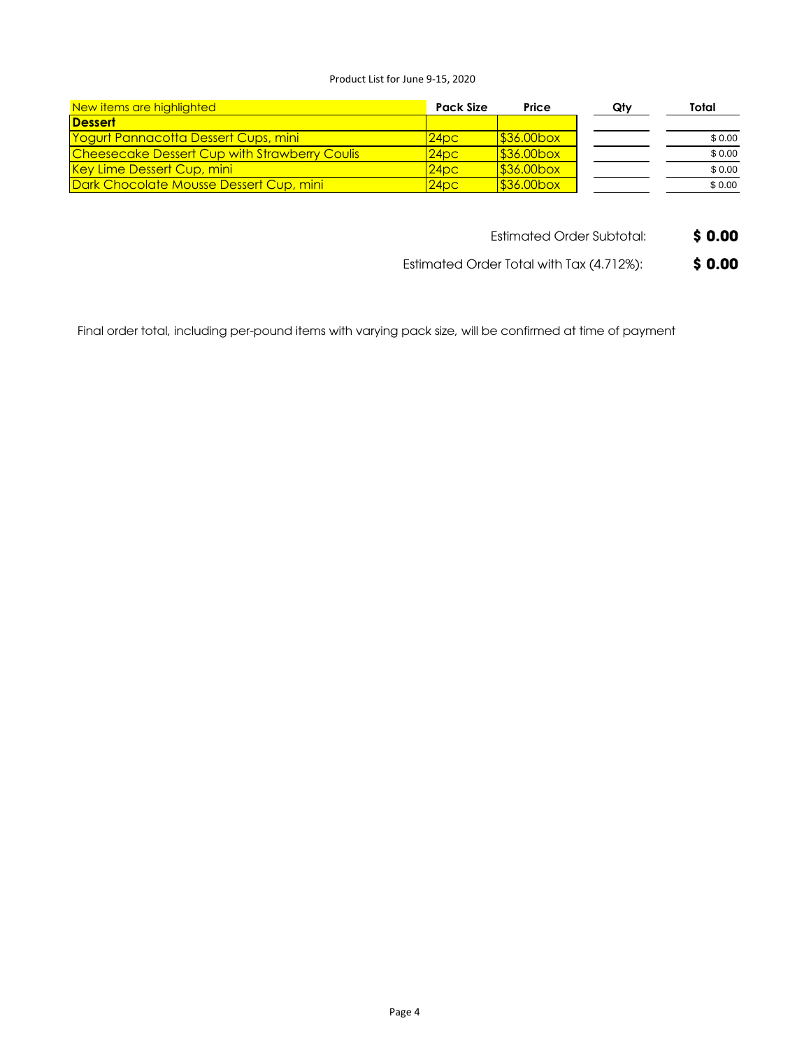Product List for June 9-15, 2020

| New items are highlighted | Pack Size | Price | Qty | Total |
|---|---|---|---|---|
| **Dessert** | | | | |
| Yogurt Pannacotta Dessert Cups, mini | 24pc | $36.00box | | $ 0.00 |
| Cheesecake Dessert Cup with Strawberry Coulis | 24pc | $36.00box | | $ 0.00 |
| Key Lime Dessert Cup, mini | 24pc | $36.00box | | $ 0.00 |
| Dark Chocolate Mousse Dessert Cup, mini | 24pc | $36.00box | | $ 0.00 |

Estimated Order Subtotal: **$ 0.00**

Estimated Order Total with Tax (4.712%): **$ 0.00**

Final order total, including per-pound items with varying pack size, will be confirmed at time of payment